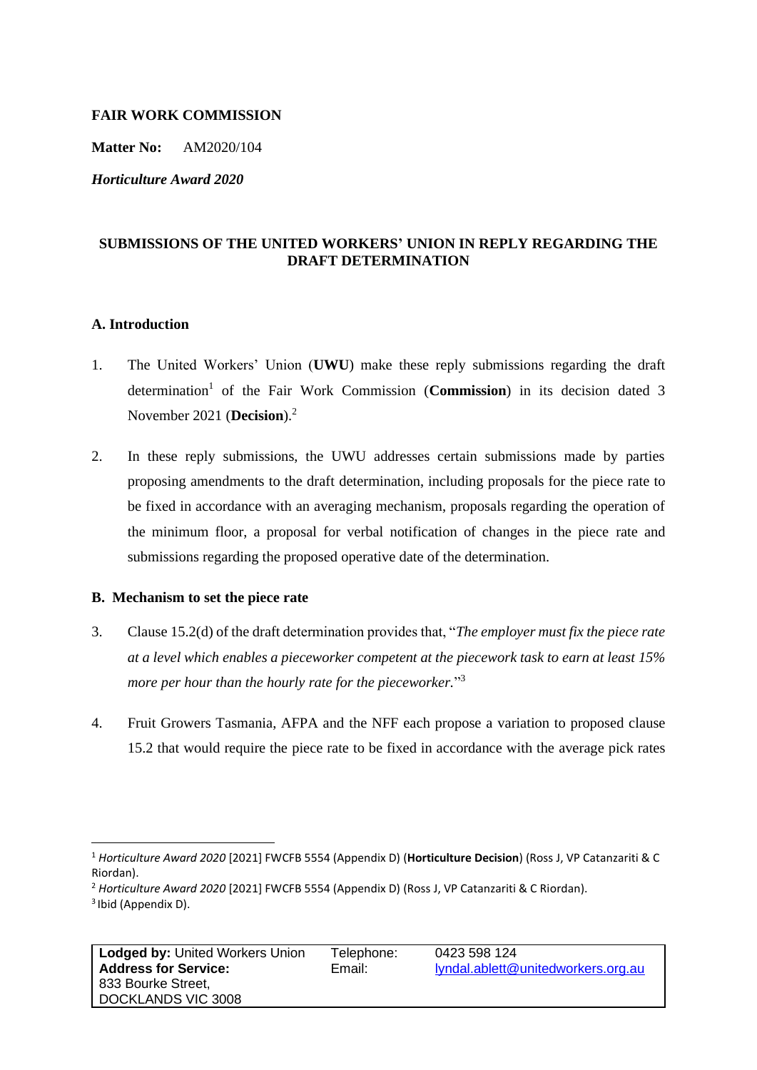**FAIR WORK COMMISSION**

**Matter No:** AM2020/104

***Horticulture Award 2020***

**SUBMISSIONS OF THE UNITED WORKERS' UNION IN REPLY REGARDING THE DRAFT DETERMINATION**

## A. Introduction

1. The United Workers' Union (**UWU**) make these reply submissions regarding the draft determination[1] of the Fair Work Commission (**Commission**) in its decision dated 3 November 2021 (**Decision**).[2]

2. In these reply submissions, the UWU addresses certain submissions made by parties proposing amendments to the draft determination, including proposals for the piece rate to be fixed in accordance with an averaging mechanism, proposals regarding the operation of the minimum floor, a proposal for verbal notification of changes in the piece rate and submissions regarding the proposed operative date of the determination.

## B. Mechanism to set the piece rate

3. Clause 15.2(d) of the draft determination provides that, "*The employer must fix the piece rate at a level which enables a pieceworker competent at the piecework task to earn at least 15% more per hour than the hourly rate for the pieceworker.*"[3]

4. Fruit Growers Tasmania, AFPA and the NFF each propose a variation to proposed clause 15.2 that would require the piece rate to be fixed in accordance with the average pick rates

---

[1] *Horticulture Award 2020* [2021] FWCFB 5554 (Appendix D) (**Horticulture Decision**) (Ross J, VP Catanzariti & C Riordan).

[2] *Horticulture Award 2020* [2021] FWCFB 5554 (Appendix D) (Ross J, VP Catanzariti & C Riordan).

[3] Ibid (Appendix D).

| | | |
|---|---|---|
| **Lodged by:** United Workers Union | Telephone: | 0423 598 124 |
| **Address for Service:** 833 Bourke Street, DOCKLANDS VIC 3008 | Email: | lyndal.ablett@unitedworkers.org.au |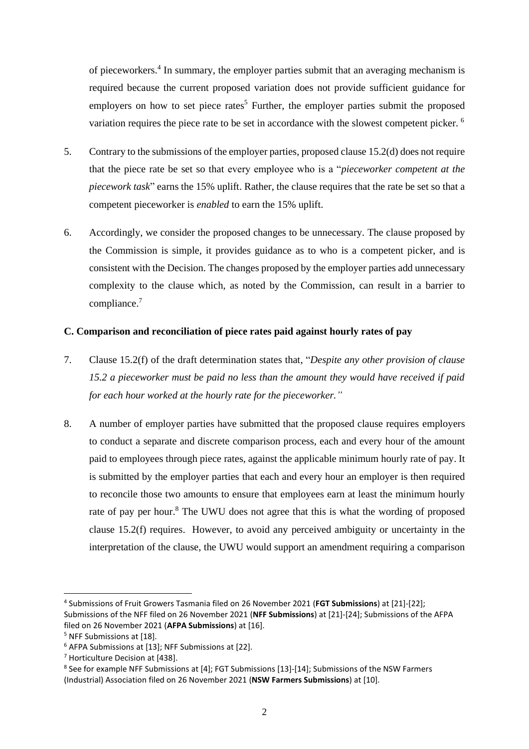of pieceworkers.[4] In summary, the employer parties submit that an averaging mechanism is required because the current proposed variation does not provide sufficient guidance for employers on how to set piece rates[5] Further, the employer parties submit the proposed variation requires the piece rate to be set in accordance with the slowest competent picker. [6]

5. Contrary to the submissions of the employer parties, proposed clause 15.2(d) does not require that the piece rate be set so that every employee who is a "*pieceworker competent at the piecework task*" earns the 15% uplift. Rather, the clause requires that the rate be set so that a competent pieceworker is *enabled* to earn the 15% uplift.

6. Accordingly, we consider the proposed changes to be unnecessary. The clause proposed by the Commission is simple, it provides guidance as to who is a competent picker, and is consistent with the Decision. The changes proposed by the employer parties add unnecessary complexity to the clause which, as noted by the Commission, can result in a barrier to compliance.[7]

**C. Comparison and reconciliation of piece rates paid against hourly rates of pay**

7. Clause 15.2(f) of the draft determination states that, "*Despite any other provision of clause 15.2 a pieceworker must be paid no less than the amount they would have received if paid for each hour worked at the hourly rate for the pieceworker."*

8. A number of employer parties have submitted that the proposed clause requires employers to conduct a separate and discrete comparison process, each and every hour of the amount paid to employees through piece rates, against the applicable minimum hourly rate of pay. It is submitted by the employer parties that each and every hour an employer is then required to reconcile those two amounts to ensure that employees earn at least the minimum hourly rate of pay per hour.[8] The UWU does not agree that this is what the wording of proposed clause 15.2(f) requires. However, to avoid any perceived ambiguity or uncertainty in the interpretation of the clause, the UWU would support an amendment requiring a comparison

---

[4] Submissions of Fruit Growers Tasmania filed on 26 November 2021 (**FGT Submissions**) at [21]-[22]; Submissions of the NFF filed on 26 November 2021 (**NFF Submissions**) at [21]-[24]; Submissions of the AFPA filed on 26 November 2021 (**AFPA Submissions**) at [16].

[5] NFF Submissions at [18].

[6] AFPA Submissions at [13]; NFF Submissions at [22].

[7] Horticulture Decision at [438].

[8] See for example NFF Submissions at [4]; FGT Submissions [13]-[14]; Submissions of the NSW Farmers (Industrial) Association filed on 26 November 2021 (**NSW Farmers Submissions**) at [10].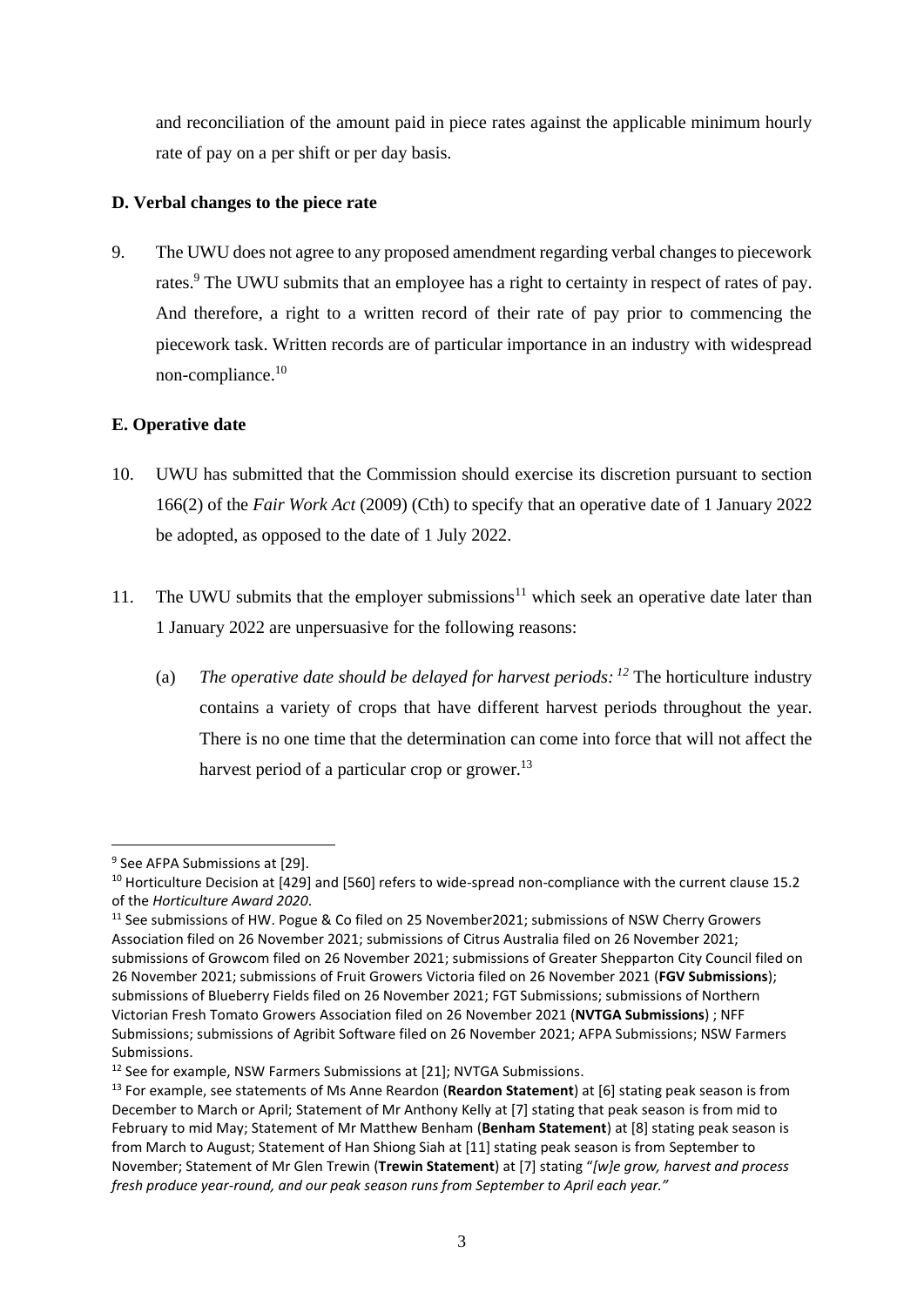and reconciliation of the amount paid in piece rates against the applicable minimum hourly rate of pay on a per shift or per day basis.

### D. Verbal changes to the piece rate

9. The UWU does not agree to any proposed amendment regarding verbal changes to piecework rates.[9] The UWU submits that an employee has a right to certainty in respect of rates of pay. And therefore, a right to a written record of their rate of pay prior to commencing the piecework task. Written records are of particular importance in an industry with widespread non-compliance.[10]

### E. Operative date

10. UWU has submitted that the Commission should exercise its discretion pursuant to section 166(2) of the *Fair Work Act* (2009) (Cth) to specify that an operative date of 1 January 2022 be adopted, as opposed to the date of 1 July 2022.

11. The UWU submits that the employer submissions[11] which seek an operative date later than 1 January 2022 are unpersuasive for the following reasons:

    (a) *The operative date should be delayed for harvest periods:* [12] The horticulture industry contains a variety of crops that have different harvest periods throughout the year. There is no one time that the determination can come into force that will not affect the harvest period of a particular crop or grower.[13]

---

[9] See AFPA Submissions at [29].

[10] Horticulture Decision at [429] and [560] refers to wide-spread non-compliance with the current clause 15.2 of the *Horticulture Award 2020*.

[11] See submissions of HW. Pogue & Co filed on 25 November2021; submissions of NSW Cherry Growers Association filed on 26 November 2021; submissions of Citrus Australia filed on 26 November 2021; submissions of Growcom filed on 26 November 2021; submissions of Greater Shepparton City Council filed on 26 November 2021; submissions of Fruit Growers Victoria filed on 26 November 2021 (**FGV Submissions**); submissions of Blueberry Fields filed on 26 November 2021; FGT Submissions; submissions of Northern Victorian Fresh Tomato Growers Association filed on 26 November 2021 (**NVTGA Submissions**) ; NFF Submissions; submissions of Agribit Software filed on 26 November 2021; AFPA Submissions; NSW Farmers Submissions.

[12] See for example, NSW Farmers Submissions at [21]; NVTGA Submissions.

[13] For example, see statements of Ms Anne Reardon (**Reardon Statement**) at [6] stating peak season is from December to March or April; Statement of Mr Anthony Kelly at [7] stating that peak season is from mid to February to mid May; Statement of Mr Matthew Benham (**Benham Statement**) at [8] stating peak season is from March to August; Statement of Han Shiong Siah at [11] stating peak season is from September to November; Statement of Mr Glen Trewin (**Trewin Statement**) at [7] stating "*[w]e grow, harvest and process fresh produce year-round, and our peak season runs from September to April each year."*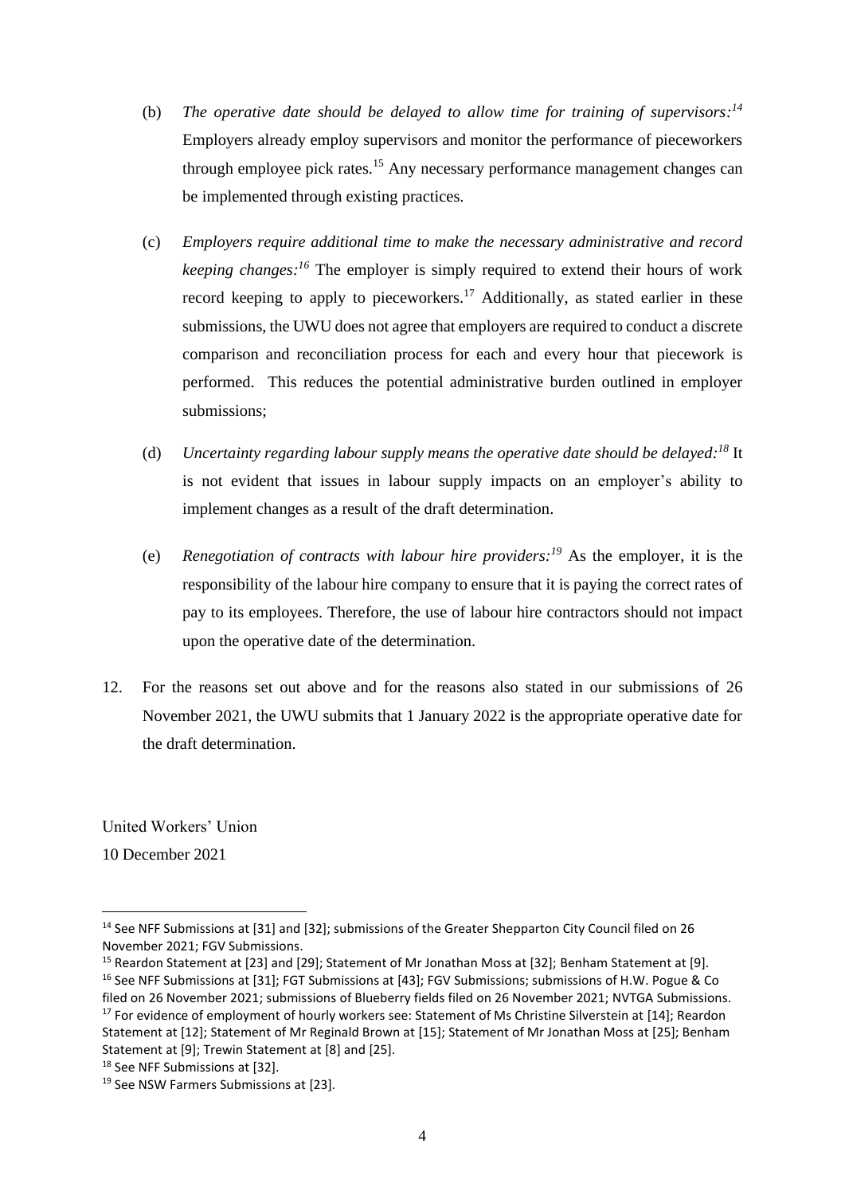(b) *The operative date should be delayed to allow time for training of supervisors:*[14] Employers already employ supervisors and monitor the performance of pieceworkers through employee pick rates.[15] Any necessary performance management changes can be implemented through existing practices.

(c) *Employers require additional time to make the necessary administrative and record keeping changes:*[16] The employer is simply required to extend their hours of work record keeping to apply to pieceworkers.[17] Additionally, as stated earlier in these submissions, the UWU does not agree that employers are required to conduct a discrete comparison and reconciliation process for each and every hour that piecework is performed. This reduces the potential administrative burden outlined in employer submissions;

(d) *Uncertainty regarding labour supply means the operative date should be delayed:*[18] It is not evident that issues in labour supply impacts on an employer's ability to implement changes as a result of the draft determination.

(e) *Renegotiation of contracts with labour hire providers:*[19] As the employer, it is the responsibility of the labour hire company to ensure that it is paying the correct rates of pay to its employees. Therefore, the use of labour hire contractors should not impact upon the operative date of the determination.

12. For the reasons set out above and for the reasons also stated in our submissions of 26 November 2021, the UWU submits that 1 January 2022 is the appropriate operative date for the draft determination.

United Workers' Union
10 December 2021

---

[14] See NFF Submissions at [31] and [32]; submissions of the Greater Shepparton City Council filed on 26 November 2021; FGV Submissions.

[15] Reardon Statement at [23] and [29]; Statement of Mr Jonathan Moss at [32]; Benham Statement at [9].

[16] See NFF Submissions at [31]; FGT Submissions at [43]; FGV Submissions; submissions of H.W. Pogue & Co filed on 26 November 2021; submissions of Blueberry fields filed on 26 November 2021; NVTGA Submissions.

[17] For evidence of employment of hourly workers see: Statement of Ms Christine Silverstein at [14]; Reardon Statement at [12]; Statement of Mr Reginald Brown at [15]; Statement of Mr Jonathan Moss at [25]; Benham Statement at [9]; Trewin Statement at [8] and [25].

[18] See NFF Submissions at [32].

[19] See NSW Farmers Submissions at [23].